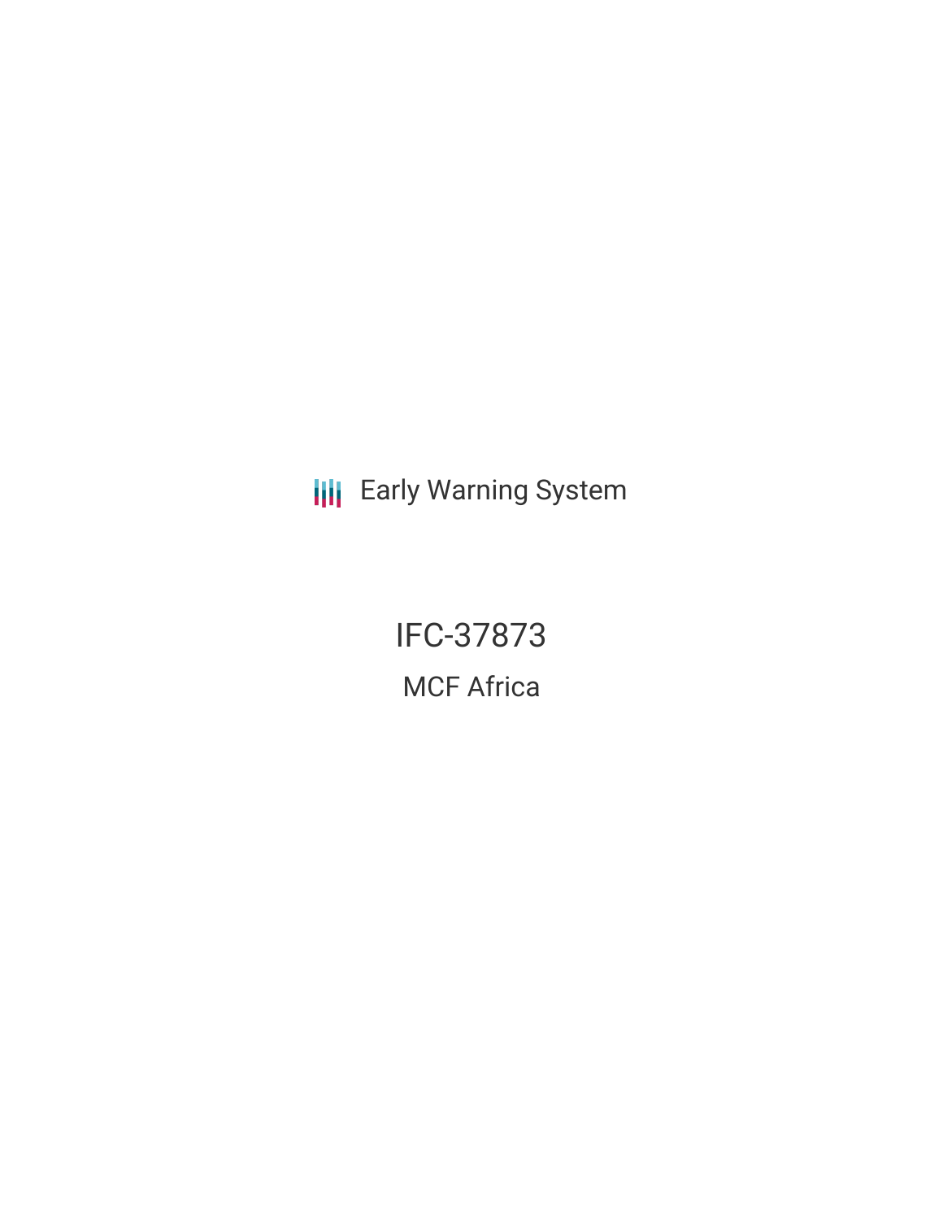Early Warning System

# IFC-37873

## MCF Africa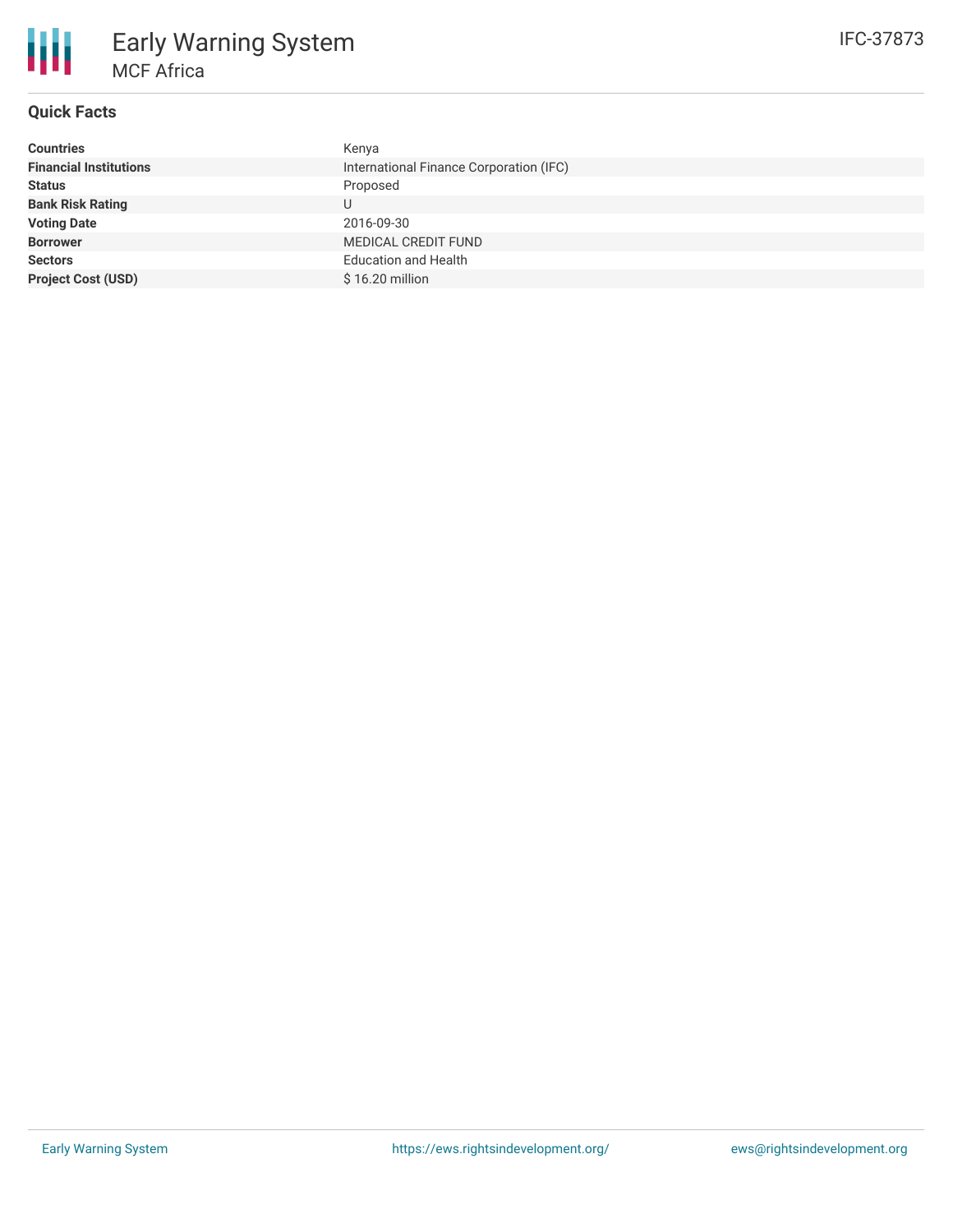# Early Warning System

## MCF Africa

IFC-37873

### Quick Facts

| | |
|---|---|
| **Countries** | Kenya |
| **Financial Institutions** | International Finance Corporation (IFC) |
| **Status** | Proposed |
| **Bank Risk Rating** | U |
| **Voting Date** | 2016-09-30 |
| **Borrower** | MEDICAL CREDIT FUND |
| **Sectors** | Education and Health |
| **Project Cost (USD)** | $ 16.20 million |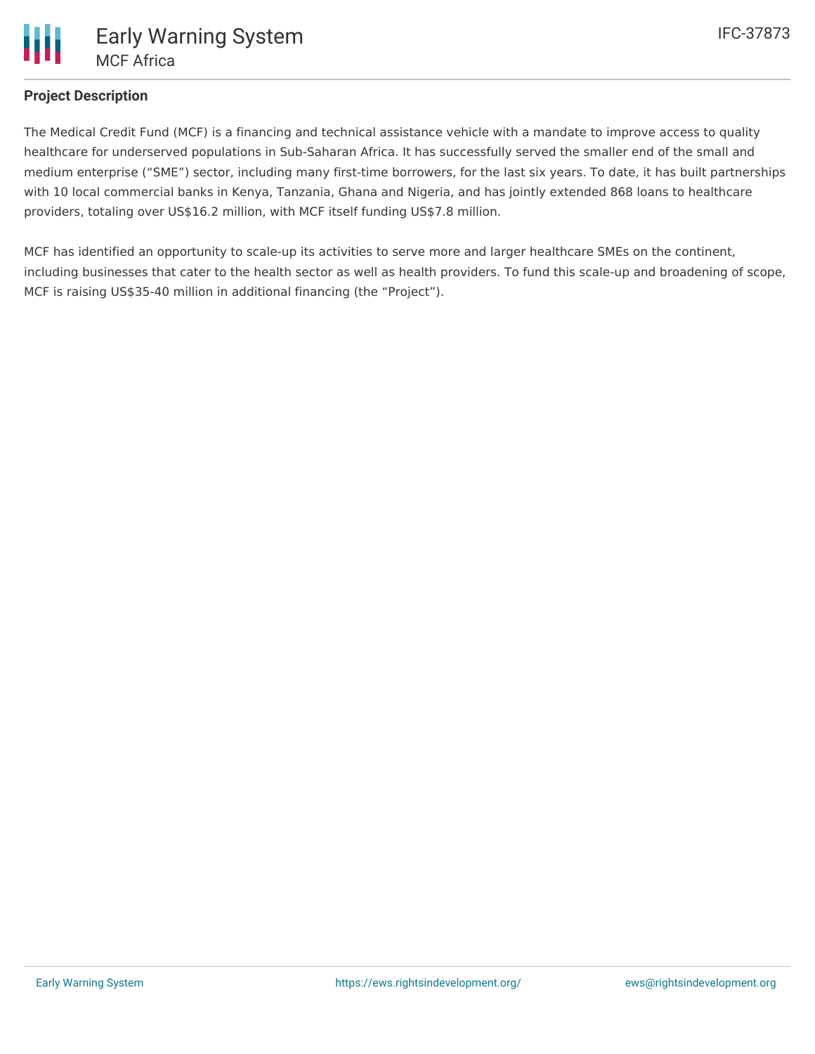## Project Description

The Medical Credit Fund (MCF) is a financing and technical assistance vehicle with a mandate to improve access to quality healthcare for underserved populations in Sub-Saharan Africa. It has successfully served the smaller end of the small and medium enterprise ("SME") sector, including many first-time borrowers, for the last six years. To date, it has built partnerships with 10 local commercial banks in Kenya, Tanzania, Ghana and Nigeria, and has jointly extended 868 loans to healthcare providers, totaling over US$16.2 million, with MCF itself funding US$7.8 million.

MCF has identified an opportunity to scale-up its activities to serve more and larger healthcare SMEs on the continent, including businesses that cater to the health sector as well as health providers. To fund this scale-up and broadening of scope, MCF is raising US$35-40 million in additional financing (the "Project").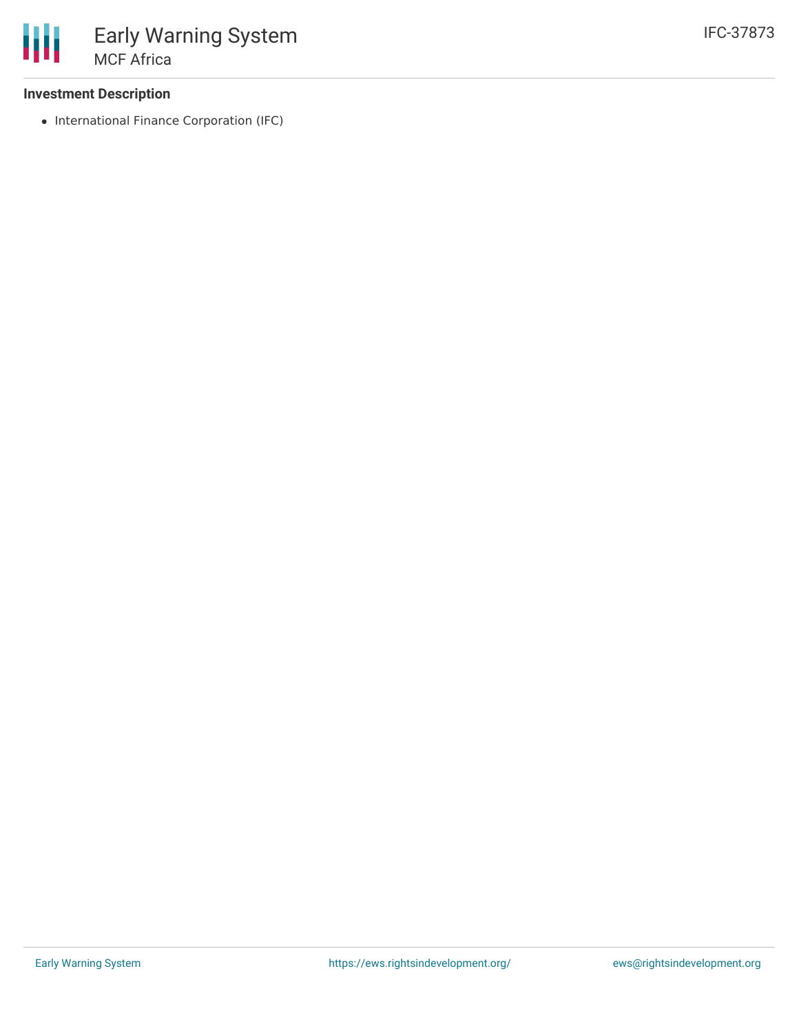### Investment Description

- International Finance Corporation (IFC)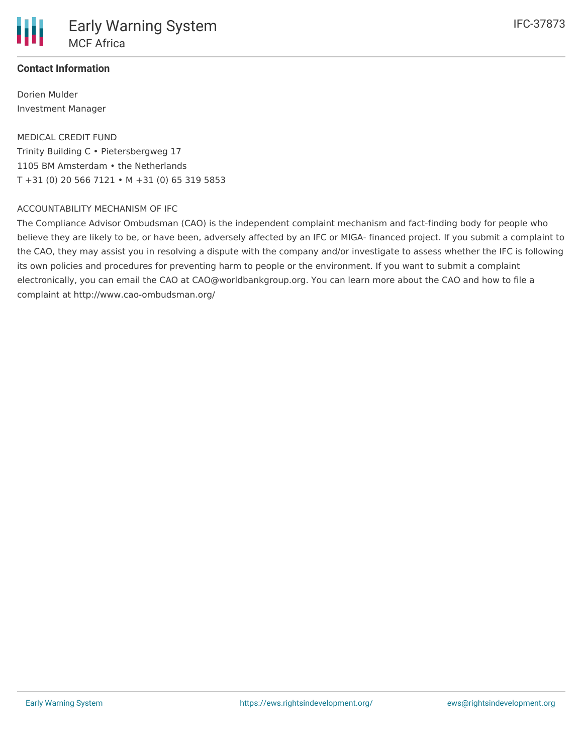**Contact Information**

Dorien Mulder
Investment Manager

MEDICAL CREDIT FUND
Trinity Building C • Pietersbergweg 17
1105 BM Amsterdam • the Netherlands
T +31 (0) 20 566 7121 • M +31 (0) 65 319 5853

ACCOUNTABILITY MECHANISM OF IFC
The Compliance Advisor Ombudsman (CAO) is the independent complaint mechanism and fact-finding body for people who believe they are likely to be, or have been, adversely affected by an IFC or MIGA- financed project. If you submit a complaint to the CAO, they may assist you in resolving a dispute with the company and/or investigate to assess whether the IFC is following its own policies and procedures for preventing harm to people or the environment. If you want to submit a complaint electronically, you can email the CAO at CAO@worldbankgroup.org. You can learn more about the CAO and how to file a complaint at http://www.cao-ombudsman.org/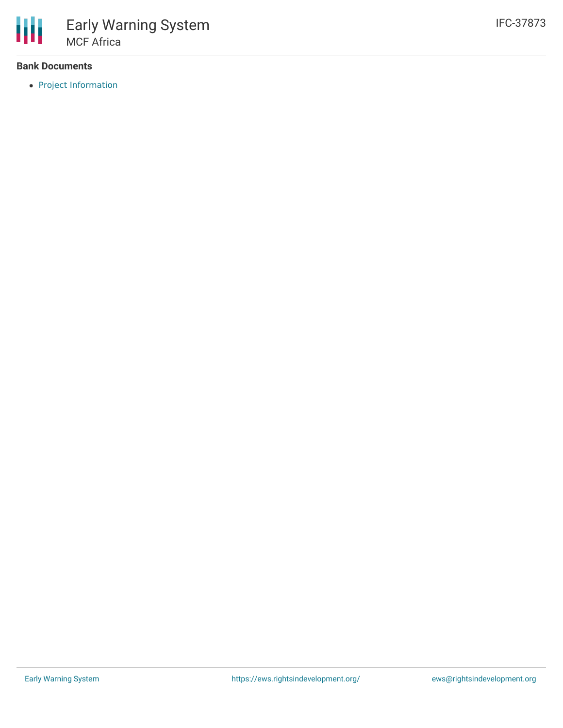**Bank Documents**

- Project Information